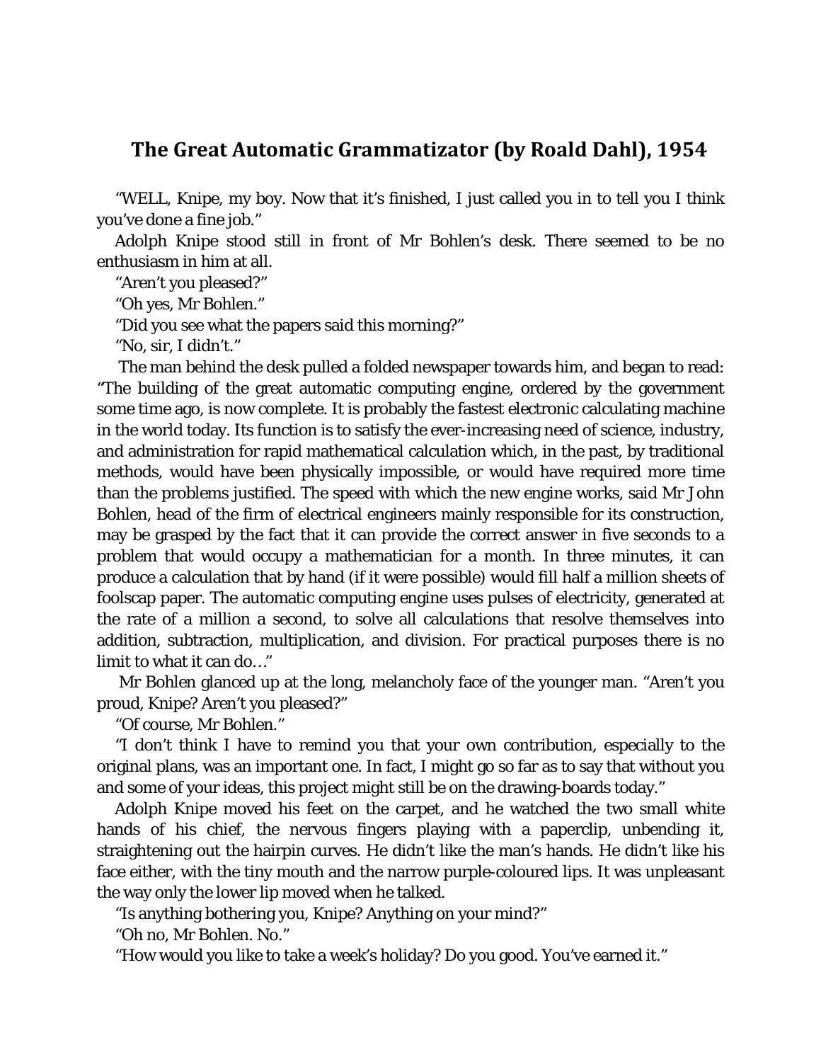## The Great Automatic Grammatizator (by Roald Dahl), 1954

"WELL, Knipe, my boy. Now that it's finished, I just called you in to tell you I think you've done a fine job."

Adolph Knipe stood still in front of Mr Bohlen's desk. There seemed to be no enthusiasm in him at all.

"Aren't you pleased?"

"Oh yes, Mr Bohlen."

"Did you see what the papers said this morning?"

"No, sir, I didn't."

The man behind the desk pulled a folded newspaper towards him, and began to read: "The building of the great automatic computing engine, ordered by the government some time ago, is now complete. It is probably the fastest electronic calculating machine in the world today. Its function is to satisfy the ever-increasing need of science, industry, and administration for rapid mathematical calculation which, in the past, by traditional methods, would have been physically impossible, or would have required more time than the problems justified. The speed with which the new engine works, said Mr John Bohlen, head of the firm of electrical engineers mainly responsible for its construction, may be grasped by the fact that it can provide the correct answer in five seconds to a problem that would occupy a mathematician for a month. In three minutes, it can produce a calculation that by hand (if it were possible) would fill half a million sheets of foolscap paper. The automatic computing engine uses pulses of electricity, generated at the rate of a million a second, to solve all calculations that resolve themselves into addition, subtraction, multiplication, and division. For practical purposes there is no limit to what it can do…"

Mr Bohlen glanced up at the long, melancholy face of the younger man. "Aren't you proud, Knipe? Aren't you pleased?"

"Of course, Mr Bohlen."

"I don't think I have to remind you that your own contribution, especially to the original plans, was an important one. In fact, I might go so far as to say that without you and some of your ideas, this project might still be on the drawing-boards today."

Adolph Knipe moved his feet on the carpet, and he watched the two small white hands of his chief, the nervous fingers playing with a paperclip, unbending it, straightening out the hairpin curves. He didn't like the man's hands. He didn't like his face either, with the tiny mouth and the narrow purple-coloured lips. It was unpleasant the way only the lower lip moved when he talked.

"Is anything bothering you, Knipe? Anything on your mind?"

"Oh no, Mr Bohlen. No."

"How would you like to take a week's holiday? Do you good. You've earned it."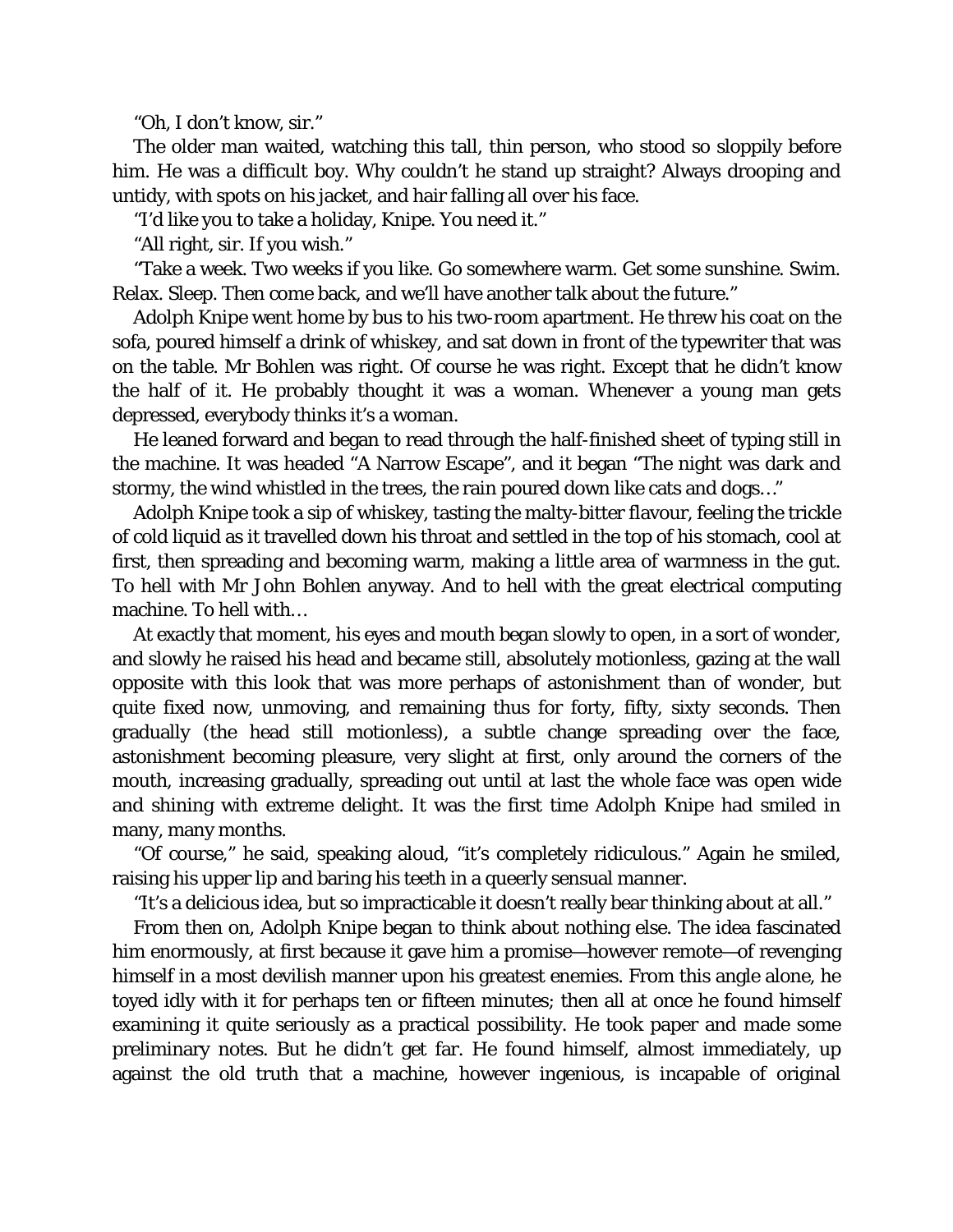"Oh, I don't know, sir."

The older man waited, watching this tall, thin person, who stood so sloppily before him. He was a difficult boy. Why couldn't he stand up straight? Always drooping and untidy, with spots on his jacket, and hair falling all over his face.

"I'd like you to take a holiday, Knipe. You need it."

"All right, sir. If you wish."

"Take a week. Two weeks if you like. Go somewhere warm. Get some sunshine. Swim. Relax. Sleep. Then come back, and we'll have another talk about the future."

Adolph Knipe went home by bus to his two-room apartment. He threw his coat on the sofa, poured himself a drink of whiskey, and sat down in front of the typewriter that was on the table. Mr Bohlen was right. Of course he was right. Except that he didn't know the half of it. He probably thought it was a woman. Whenever a young man gets depressed, everybody thinks it's a woman.

He leaned forward and began to read through the half-finished sheet of typing still in the machine. It was headed "A Narrow Escape", and it began "The night was dark and stormy, the wind whistled in the trees, the rain poured down like cats and dogs…"

Adolph Knipe took a sip of whiskey, tasting the malty-bitter flavour, feeling the trickle of cold liquid as it travelled down his throat and settled in the top of his stomach, cool at first, then spreading and becoming warm, making a little area of warmness in the gut. To hell with Mr John Bohlen anyway. And to hell with the great electrical computing machine. To hell with…

At exactly that moment, his eyes and mouth began slowly to open, in a sort of wonder, and slowly he raised his head and became still, absolutely motionless, gazing at the wall opposite with this look that was more perhaps of astonishment than of wonder, but quite fixed now, unmoving, and remaining thus for forty, fifty, sixty seconds. Then gradually (the head still motionless), a subtle change spreading over the face, astonishment becoming pleasure, very slight at first, only around the corners of the mouth, increasing gradually, spreading out until at last the whole face was open wide and shining with extreme delight. It was the first time Adolph Knipe had smiled in many, many months.

"Of course," he said, speaking aloud, "it's completely ridiculous." Again he smiled, raising his upper lip and baring his teeth in a queerly sensual manner.

"It's a delicious idea, but so impracticable it doesn't really bear thinking about at all."

From then on, Adolph Knipe began to think about nothing else. The idea fascinated him enormously, at first because it gave him a promise—however remote—of revenging himself in a most devilish manner upon his greatest enemies. From this angle alone, he toyed idly with it for perhaps ten or fifteen minutes; then all at once he found himself examining it quite seriously as a practical possibility. He took paper and made some preliminary notes. But he didn't get far. He found himself, almost immediately, up against the old truth that a machine, however ingenious, is incapable of original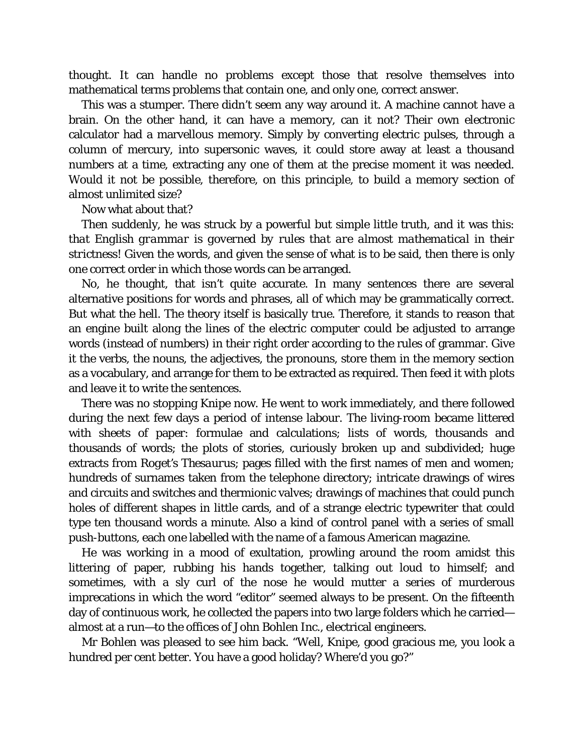thought. It can handle no problems except those that resolve themselves into mathematical terms problems that contain one, and only one, correct answer.

This was a stumper. There didn't seem any way around it. A machine cannot have a brain. On the other hand, it can have a memory, can it not? Their own electronic calculator had a marvellous memory. Simply by converting electric pulses, through a column of mercury, into supersonic waves, it could store away at least a thousand numbers at a time, extracting any one of them at the precise moment it was needed. Would it not be possible, therefore, on this principle, to build a memory section of almost unlimited size?

Now what about that?

Then suddenly, he was struck by a powerful but simple little truth, and it was this: *that English grammar is governed by rules that are almost mathematical in their strictness!* Given the words, and given the sense of what is to be said, then there is only one correct order in which those words can be arranged.

No, he thought, that isn't quite accurate. In many sentences there are several alternative positions for words and phrases, all of which may be grammatically correct. But what the hell. The theory itself is basically true. Therefore, it stands to reason that an engine built along the lines of the electric computer could be adjusted to arrange words (instead of numbers) in their right order according to the rules of grammar. Give it the verbs, the nouns, the adjectives, the pronouns, store them in the memory section as a vocabulary, and arrange for them to be extracted as required. Then feed it with plots and leave it to write the sentences.

There was no stopping Knipe now. He went to work immediately, and there followed during the next few days a period of intense labour. The living-room became littered with sheets of paper: formulae and calculations; lists of words, thousands and thousands of words; the plots of stories, curiously broken up and subdivided; huge extracts from Roget's *Thesaurus*; pages filled with the first names of men and women; hundreds of surnames taken from the telephone directory; intricate drawings of wires and circuits and switches and thermionic valves; drawings of machines that could punch holes of different shapes in little cards, and of a strange electric typewriter that could type ten thousand words a minute. Also a kind of control panel with a series of small push-buttons, each one labelled with the name of a famous American magazine.

He was working in a mood of exultation, prowling around the room amidst this littering of paper, rubbing his hands together, talking out loud to himself; and sometimes, with a sly curl of the nose he would mutter a series of murderous imprecations in which the word "editor" seemed always to be present. On the fifteenth day of continuous work, he collected the papers into two large folders which he carried—almost at a run—to the offices of John Bohlen Inc., electrical engineers.

Mr Bohlen was pleased to see him back. "Well, Knipe, good gracious me, you look a hundred per cent better. You have a good holiday? Where'd you go?"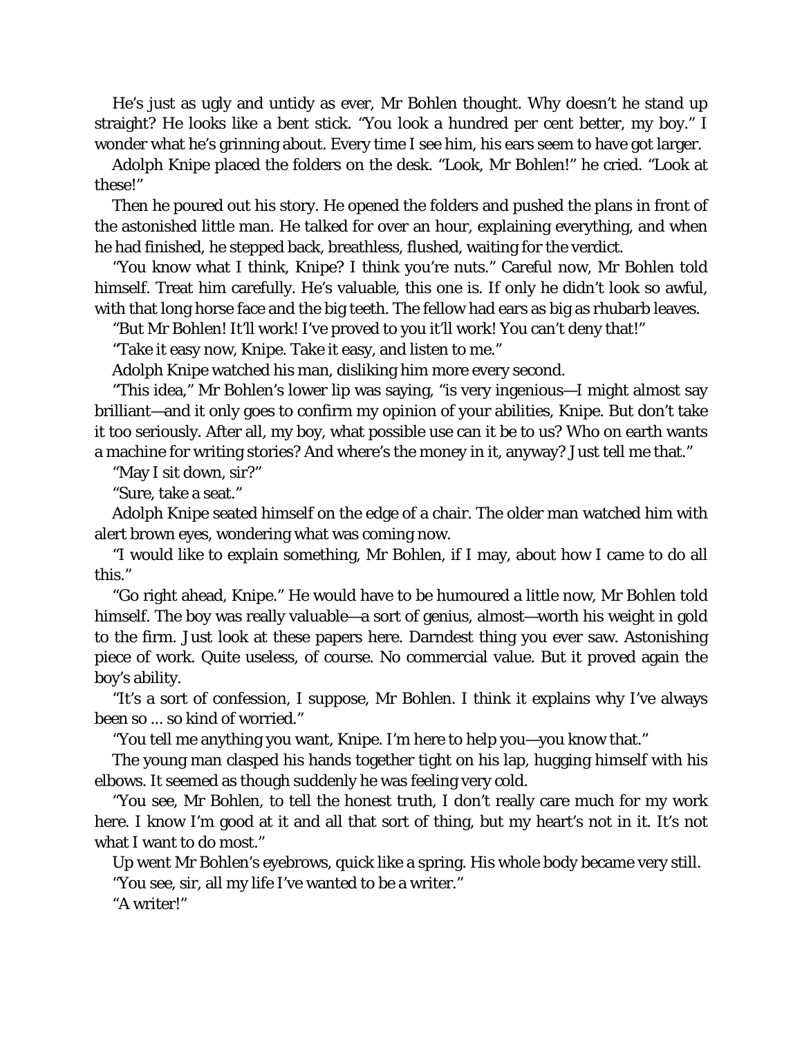He's just as ugly and untidy as ever, Mr Bohlen thought. Why doesn't he stand up straight? He looks like a bent stick. "You look a hundred per cent better, my boy." I wonder what he's grinning about. Every time I see him, his ears seem to have got larger.

Adolph Knipe placed the folders on the desk. "Look, Mr Bohlen!" he cried. "Look at these!"

Then he poured out his story. He opened the folders and pushed the plans in front of the astonished little man. He talked for over an hour, explaining everything, and when he had finished, he stepped back, breathless, flushed, waiting for the verdict.

"You know what I think, Knipe? I think you're nuts." Careful now, Mr Bohlen told himself. Treat him carefully. He's valuable, this one is. If only he didn't look so awful, with that long horse face and the big teeth. The fellow had ears as big as rhubarb leaves.

"But Mr Bohlen! It'll work! I've proved to you it'll work! You can't deny that!"

"Take it easy now, Knipe. Take it easy, and listen to me."

Adolph Knipe watched his man, disliking him more every second.

"This idea," Mr Bohlen's lower lip was saying, "is very ingenious—I might almost say brilliant—and it only goes to confirm my opinion of your abilities, Knipe. But don't take it too seriously. After all, my boy, what possible use can it be to us? Who on earth wants a machine for writing stories? And where's the money in it, anyway? Just tell me that."

"May I sit down, sir?"

"Sure, take a seat."

Adolph Knipe seated himself on the edge of a chair. The older man watched him with alert brown eyes, wondering what was coming now.

"I would like to explain something, Mr Bohlen, if I may, about how I came to do all this."

"Go right ahead, Knipe." He would have to be humoured a little now, Mr Bohlen told himself. The boy was really valuable—a sort of genius, almost—worth his weight in gold to the firm. Just look at these papers here. Darndest thing you ever saw. Astonishing piece of work. Quite useless, of course. No commercial value. But it proved again the boy's ability.

"It's a sort of confession, I suppose, Mr Bohlen. I think it explains why I've always been so ... so kind of worried."

"You tell me anything you want, Knipe. I'm here to help you—you know that."

The young man clasped his hands together tight on his lap, hugging himself with his elbows. It seemed as though suddenly he was feeling very cold.

"You see, Mr Bohlen, to tell the honest truth, I don't really care much for my work here. I know I'm good at it and all that sort of thing, but my heart's not in it. It's not what I want to do most."

Up went Mr Bohlen's eyebrows, quick like a spring. His whole body became very still.

"You see, sir, all my life I've wanted to be a writer."

"A writer!"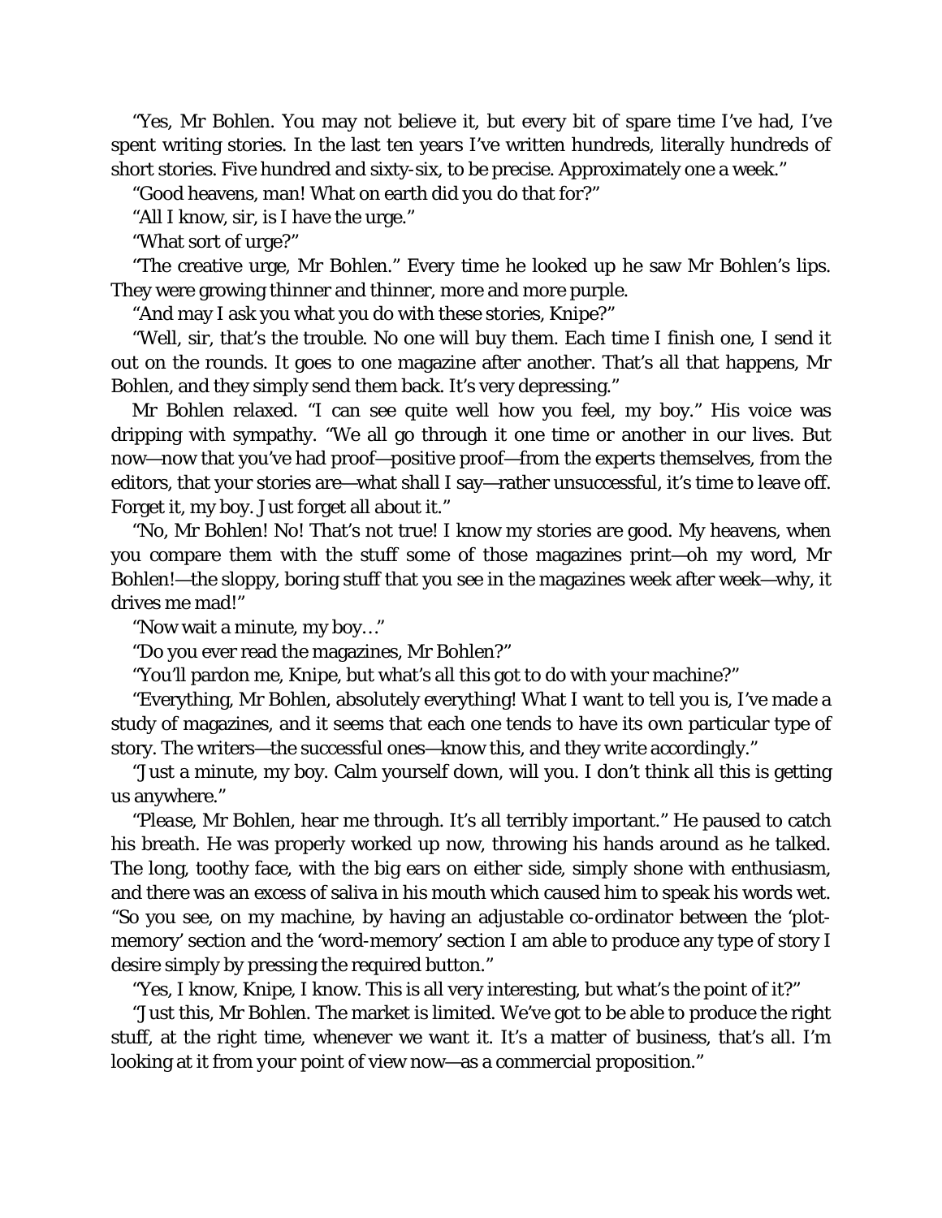"Yes, Mr Bohlen. You may not believe it, but every bit of spare time I've had, I've spent writing stories. In the last ten years I've written hundreds, literally hundreds of short stories. Five hundred and sixty-six, to be precise. Approximately one a week."

"Good heavens, man! What on earth did you do that for?"

"All I know, sir, is I have the urge."

"What sort of urge?"

"The creative urge, Mr Bohlen." Every time he looked up he saw Mr Bohlen's lips. They were growing thinner and thinner, more and more purple.

"And may I ask you what you do with these stories, Knipe?"

"Well, sir, that's the trouble. No one will buy them. Each time I finish one, I send it out on the rounds. It goes to one magazine after another. That's all that happens, Mr Bohlen, and they simply send them back. It's very depressing."

Mr Bohlen relaxed. "I can see quite well how you feel, my boy." His voice was dripping with sympathy. "We all go through it one time or another in our lives. But now—now that you've had proof—positive proof—from the experts themselves, from the editors, that your stories are—what shall I say—rather unsuccessful, it's time to leave off. Forget it, my boy. Just forget all about it."

"No, Mr Bohlen! No! That's not true! I know my stories are good. My heavens, when you compare them with the stuff some of those magazines print—oh my word, Mr Bohlen!—the sloppy, boring stuff that you see in the magazines week after week—why, it drives me mad!"

"Now wait a minute, my boy…"

"Do you ever read the magazines, Mr Bohlen?"

"You'll pardon me, Knipe, but what's all this got to do with your machine?"

"Everything, Mr Bohlen, absolutely everything! What I want to tell you is, I've made a study of magazines, and it seems that each one tends to have its own particular type of story. The writers—the successful ones—know this, and they write accordingly."

"Just a minute, my boy. Calm yourself down, will you. I don't think all this is getting us anywhere."

"*Please*, Mr Bohlen, hear me through. It's all terribly important." He paused to catch his breath. He was properly worked up now, throwing his hands around as he talked. The long, toothy face, with the big ears on either side, simply shone with enthusiasm, and there was an excess of saliva in his mouth which caused him to speak his words wet. "So you see, on my machine, by having an adjustable co-ordinator between the 'plot-memory' section and the 'word-memory' section I am able to produce any type of story I desire simply by pressing the required button."

"Yes, I know, Knipe, I know. This is all very interesting, but what's the point of it?"

"Just this, Mr Bohlen. The market is limited. We've got to be able to produce the right stuff, at the right time, whenever we want it. It's a matter of business, that's all. I'm looking at it from your point of view now—as a commercial proposition."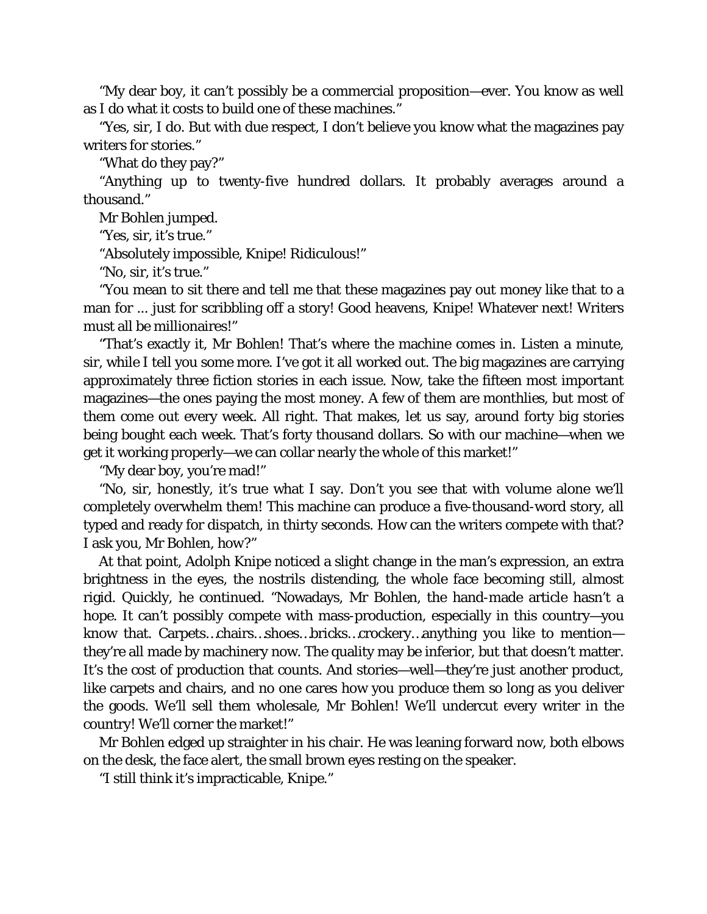"My dear boy, it can't possibly be a commercial proposition—ever. You know as well as I do what it costs to build one of these machines."

"Yes, sir, I do. But with due respect, I don't believe you know what the magazines pay writers for stories."

"What do they pay?"

"Anything up to twenty-five hundred dollars. It probably averages around a thousand."

Mr Bohlen jumped.

"Yes, sir, it's true."

"Absolutely impossible, Knipe! Ridiculous!"

"No, sir, it's true."

"You mean to sit there and tell me that these magazines pay out money like that to a man for ... just for scribbling off a story! Good heavens, Knipe! Whatever next! Writers must all be millionaires!"

"That's exactly it, Mr Bohlen! That's where the machine comes in. Listen a minute, sir, while I tell you some more. I've got it all worked out. The big magazines are carrying approximately three fiction stories in each issue. Now, take the fifteen most important magazines—the ones paying the most money. A few of them are monthlies, but most of them come out every week. All right. That makes, let us say, around forty big stories being bought each week. That's forty thousand dollars. So with our machine—when we get it working properly—we can collar nearly the whole of this market!"

"My dear boy, you're mad!"

"No, sir, honestly, it's true what I say. Don't you see that with volume alone we'll completely overwhelm them! This machine can produce a five-thousand-word story, all typed and ready for dispatch, in thirty seconds. How can the writers compete with that? I ask you, Mr Bohlen, how?"

At that point, Adolph Knipe noticed a slight change in the man's expression, an extra brightness in the eyes, the nostrils distending, the whole face becoming still, almost rigid. Quickly, he continued. "Nowadays, Mr Bohlen, the hand-made article hasn't a hope. It can't possibly compete with mass-production, especially in this country—you know that. Carpets…chairs…shoes…bricks…crockery…anything you like to mention—they're all made by machinery now. The quality may be inferior, but that doesn't matter. It's the cost of production that counts. And stories—well—they're just another product, like carpets and chairs, and no one cares how you produce them so long as you deliver the goods. We'll sell them wholesale, Mr Bohlen! We'll undercut every writer in the country! We'll corner the market!"

Mr Bohlen edged up straighter in his chair. He was leaning forward now, both elbows on the desk, the face alert, the small brown eyes resting on the speaker.

"I still think it's impracticable, Knipe."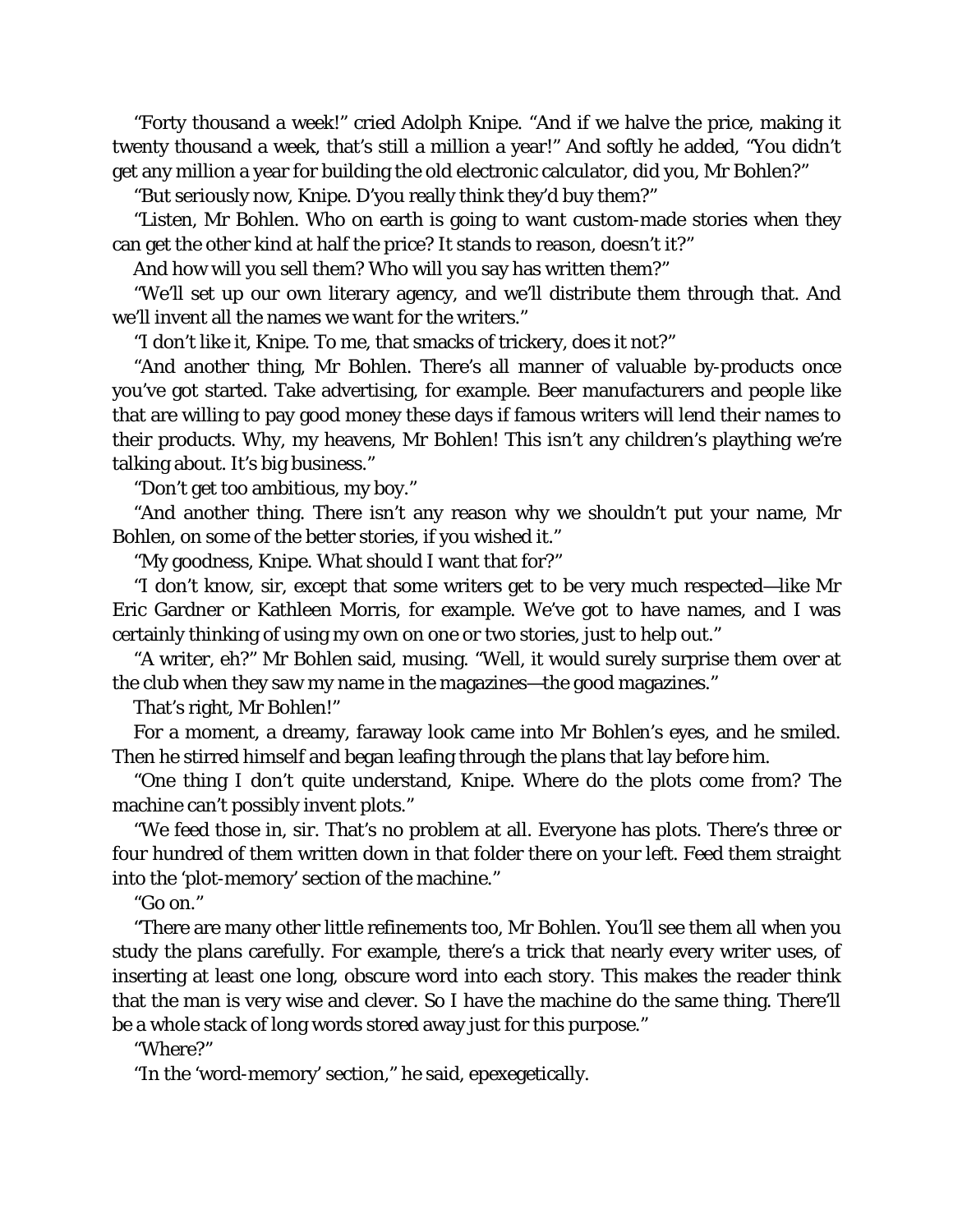"Forty thousand a week!" cried Adolph Knipe. "And if we halve the price, making it twenty thousand a week, that's still a million a year!" And softly he added, "You didn't get any million a year for building the old electronic calculator, did you, Mr Bohlen?"

"But seriously now, Knipe. D'you really think they'd buy them?"

"Listen, Mr Bohlen. Who on earth is going to want custom-made stories when they can get the other kind at half the price? It stands to reason, doesn't it?"

And how will you sell them? Who will you say has written them?"

"We'll set up our own literary agency, and we'll distribute them through that. And we'll invent all the names we want for the writers."

"I don't like it, Knipe. To me, that smacks of trickery, does it not?"

"And another thing, Mr Bohlen. There's all manner of valuable by-products once you've got started. Take advertising, for example. Beer manufacturers and people like that are willing to pay good money these days if famous writers will lend their names to their products. Why, my heavens, Mr Bohlen! This isn't any children's plaything we're talking about. It's big business."

"Don't get too ambitious, my boy."

"And another thing. There isn't any reason why we shouldn't put your name, Mr Bohlen, on some of the better stories, if you wished it."

"My goodness, Knipe. What should I want that for?"

"I don't know, sir, except that some writers get to be very much respected—like Mr Eric Gardner or Kathleen Morris, for example. We've got to have names, and I was certainly thinking of using my own on one or two stories, just to help out."

"A writer, eh?" Mr Bohlen said, musing. "Well, it would surely surprise them over at the club when they saw my name in the magazines—the good magazines."

That's right, Mr Bohlen!"

For a moment, a dreamy, faraway look came into Mr Bohlen's eyes, and he smiled. Then he stirred himself and began leafing through the plans that lay before him.

"One thing I don't quite understand, Knipe. Where do the plots come from? The machine can't possibly invent plots."

"We feed those in, sir. That's no problem at all. Everyone has plots. There's three or four hundred of them written down in that folder there on your left. Feed them straight into the 'plot-memory' section of the machine."

"Go on."

"There are many other little refinements too, Mr Bohlen. You'll see them all when you study the plans carefully. For example, there's a trick that nearly every writer uses, of inserting at least one long, obscure word into each story. This makes the reader think that the man is very wise and clever. So I have the machine do the same thing. There'll be a whole stack of long words stored away just for this purpose."

"Where?"

"In the 'word-memory' section," he said, epexegetically.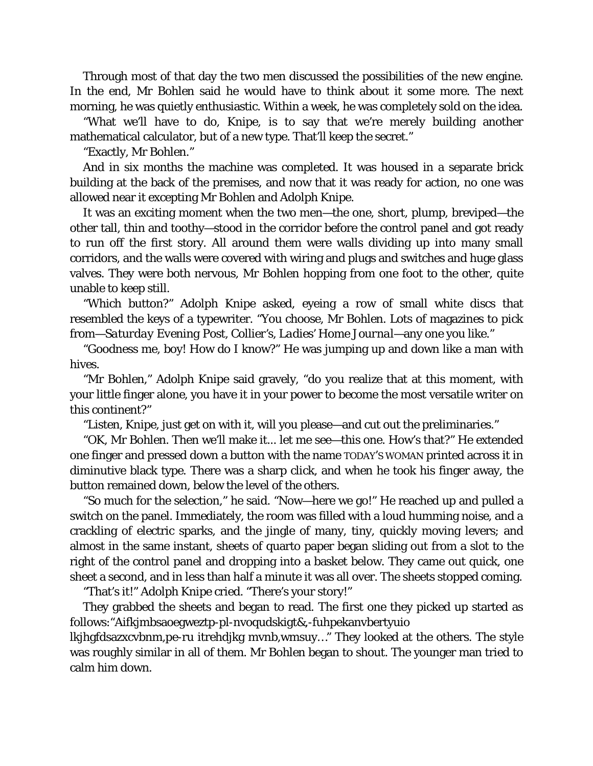Through most of that day the two men discussed the possibilities of the new engine. In the end, Mr Bohlen said he would have to think about it some more. The next morning, he was quietly enthusiastic. Within a week, he was completely sold on the idea.

"What we'll have to do, Knipe, is to say that we're merely building another mathematical calculator, but of a new type. That'll keep the secret."

"Exactly, Mr Bohlen."

And in six months the machine was completed. It was housed in a separate brick building at the back of the premises, and now that it was ready for action, no one was allowed near it excepting Mr Bohlen and Adolph Knipe.

It was an exciting moment when the two men—the one, short, plump, breviped—the other tall, thin and toothy—stood in the corridor before the control panel and got ready to run off the first story. All around them were walls dividing up into many small corridors, and the walls were covered with wiring and plugs and switches and huge glass valves. They were both nervous, Mr Bohlen hopping from one foot to the other, quite unable to keep still.

"Which button?" Adolph Knipe asked, eyeing a row of small white discs that resembled the keys of a typewriter. "You choose, Mr Bohlen. Lots of magazines to pick from—*Saturday Evening Post*, *Collier's*, *Ladies' Home Journal*—any one you like."

"Goodness me, boy! How do I know?" He was jumping up and down like a man with hives.

"Mr Bohlen," Adolph Knipe said gravely, "do you realize that at this moment, with your little finger alone, you have it in your power to become the most versatile writer on this continent?"

"Listen, Knipe, just get on with it, will you please—and cut out the preliminaries."

"OK, Mr Bohlen. Then we'll make it... let me see—this one. How's that?" He extended one finger and pressed down a button with the name TODAY'S WOMAN printed across it in diminutive black type. There was a sharp click, and when he took his finger away, the button remained down, below the level of the others.

"So much for the selection," he said. "Now—here we go!" He reached up and pulled a switch on the panel. Immediately, the room was filled with a loud humming noise, and a crackling of electric sparks, and the jingle of many, tiny, quickly moving levers; and almost in the same instant, sheets of quarto paper began sliding out from a slot to the right of the control panel and dropping into a basket below. They came out quick, one sheet a second, and in less than half a minute it was all over. The sheets stopped coming.

"That's it!" Adolph Knipe cried. "There's your story!"

They grabbed the sheets and began to read. The first one they picked up started as follows: "Aifkjmbsaoegweztp-pl-nvoqudskigt&,-fuhpekanvbertyuio lkjhgfdsazxcvbnm,pe-ru itrehdjkg mvnb,wmsuy…" They looked at the others. The style was roughly similar in all of them. Mr Bohlen began to shout. The younger man tried to calm him down.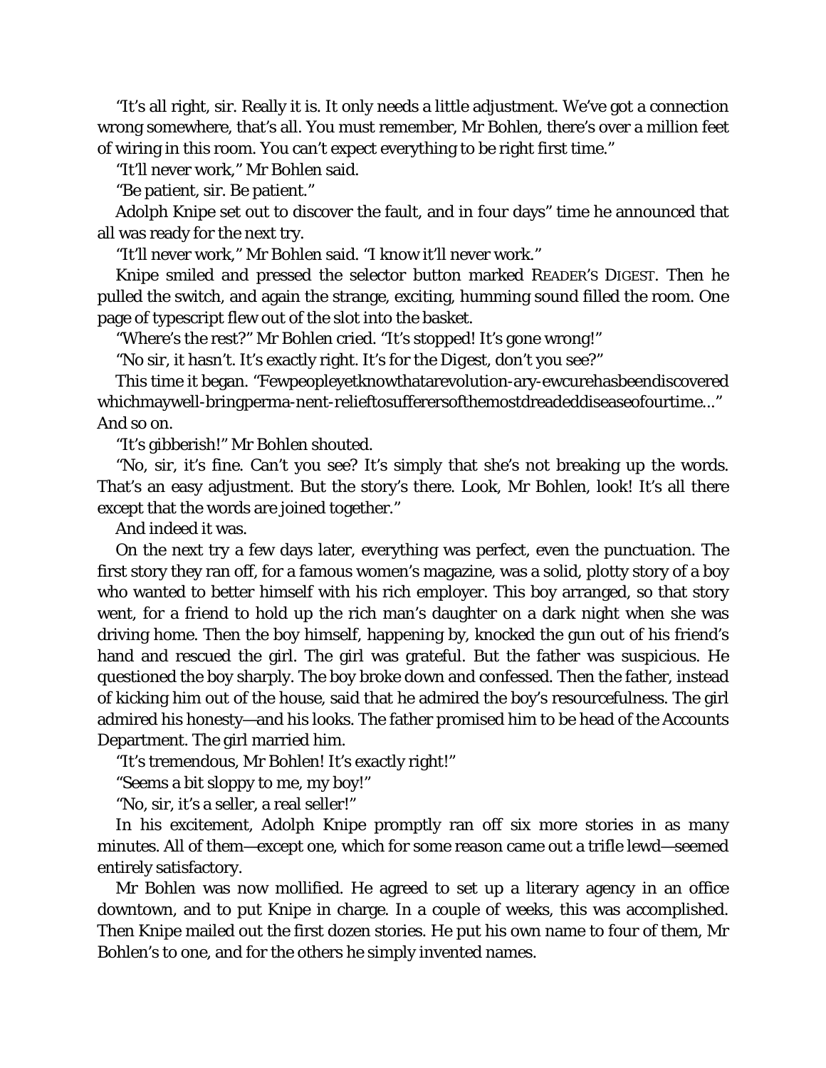"It's all right, sir. Really it is. It only needs a little adjustment. We've got a connection wrong somewhere, that's all. You must remember, Mr Bohlen, there's over a million feet of wiring in this room. You can't expect everything to be right first time."

"It'll never work," Mr Bohlen said.

"Be patient, sir. Be patient."

Adolph Knipe set out to discover the fault, and in four days" time he announced that all was ready for the next try.

"It'll never work," Mr Bohlen said. "I know it'll never work."

Knipe smiled and pressed the selector button marked READER'S DIGEST. Then he pulled the switch, and again the strange, exciting, humming sound filled the room. One page of typescript flew out of the slot into the basket.

"Where's the rest?" Mr Bohlen cried. "It's stopped! It's gone wrong!"

"No sir, it hasn't. It's exactly right. It's for the Digest, don't you see?"

This time it began. "Fewpeopleyetknowthatarevolution-ary-ewcurehasbeendiscovered whichmaywell-bringperma-nent-relieftosufferersofthemostdreadeddiseaseofourtime..." And so on.

"It's gibberish!" Mr Bohlen shouted.

"No, sir, it's fine. Can't you see? It's simply that she's not breaking up the words. That's an easy adjustment. But the story's there. Look, Mr Bohlen, look! It's all there except that the words are joined together."

And indeed it was.

On the next try a few days later, everything was perfect, even the punctuation. The first story they ran off, for a famous women's magazine, was a solid, plotty story of a boy who wanted to better himself with his rich employer. This boy arranged, so that story went, for a friend to hold up the rich man's daughter on a dark night when she was driving home. Then the boy himself, happening by, knocked the gun out of his friend's hand and rescued the girl. The girl was grateful. But the father was suspicious. He questioned the boy sharply. The boy broke down and confessed. Then the father, instead of kicking him out of the house, said that he admired the boy's resourcefulness. The girl admired his honesty—and his looks. The father promised him to be head of the Accounts Department. The girl married him.

"It's tremendous, Mr Bohlen! It's exactly right!"

"Seems a bit sloppy to me, my boy!"

"No, sir, it's a seller, a real seller!"

In his excitement, Adolph Knipe promptly ran off six more stories in as many minutes. All of them—except one, which for some reason came out a trifle lewd—seemed entirely satisfactory.

Mr Bohlen was now mollified. He agreed to set up a literary agency in an office downtown, and to put Knipe in charge. In a couple of weeks, this was accomplished. Then Knipe mailed out the first dozen stories. He put his own name to four of them, Mr Bohlen's to one, and for the others he simply invented names.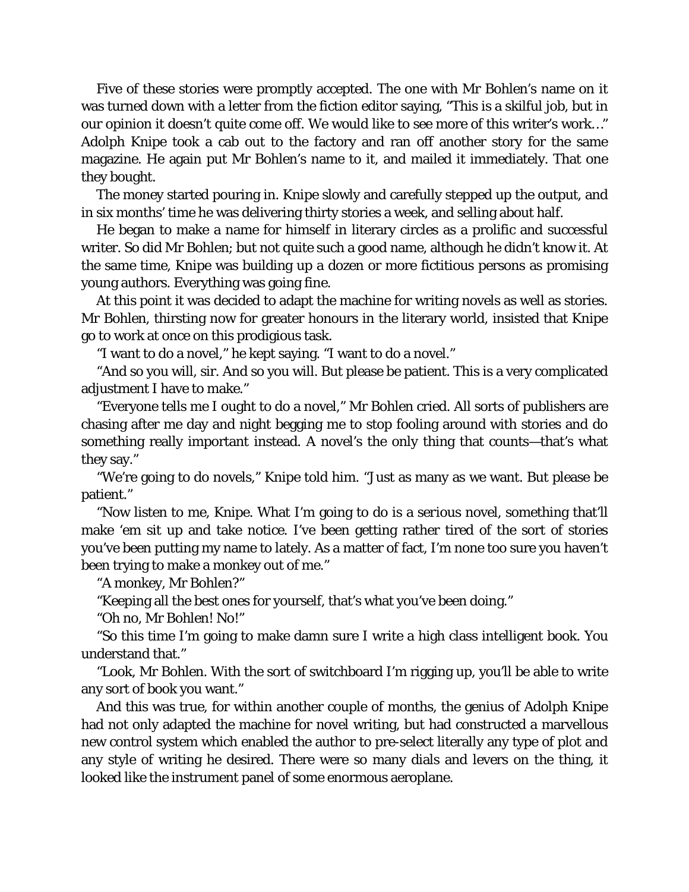Five of these stories were promptly accepted. The one with Mr Bohlen's name on it was turned down with a letter from the fiction editor saying, "This is a skilful job, but in our opinion it doesn't quite come off. We would like to see more of this writer's work…" Adolph Knipe took a cab out to the factory and ran off another story for the same magazine. He again put Mr Bohlen's name to it, and mailed it immediately. That one they bought.

The money started pouring in. Knipe slowly and carefully stepped up the output, and in six months' time he was delivering thirty stories a week, and selling about half.

He began to make a name for himself in literary circles as a prolific and successful writer. So did Mr Bohlen; but not quite such a good name, although he didn't know it. At the same time, Knipe was building up a dozen or more fictitious persons as promising young authors. Everything was going fine.

At this point it was decided to adapt the machine for writing novels as well as stories. Mr Bohlen, thirsting now for greater honours in the literary world, insisted that Knipe go to work at once on this prodigious task.

"I want to do a novel," he kept saying. "I want to do a novel."

"And so you will, sir. And so you will. But please be patient. This is a very complicated adjustment I have to make."

"Everyone tells me I ought to do a novel," Mr Bohlen cried. All sorts of publishers are chasing after me day and night begging me to stop fooling around with stories and do something really important instead. A novel's the only thing that counts—that's what they say."

"We're going to do novels," Knipe told him. "Just as many as we want. But please be patient."

"Now listen to me, Knipe. What I'm going to do is a serious novel, something that'll make 'em sit up and take notice. I've been getting rather tired of the sort of stories you've been putting my name to lately. As a matter of fact, I'm none too sure you haven't been trying to make a monkey out of me."

"A monkey, Mr Bohlen?"

"Keeping all the best ones for yourself, that's what you've been doing."

"Oh no, Mr Bohlen! No!"

"So this time I'm going to make damn sure I write a high class intelligent book. You understand that."

"Look, Mr Bohlen. With the sort of switchboard I'm rigging up, you'll be able to write any sort of book you want."

And this was true, for within another couple of months, the genius of Adolph Knipe had not only adapted the machine for novel writing, but had constructed a marvellous new control system which enabled the author to pre-select literally any type of plot and any style of writing he desired. There were so many dials and levers on the thing, it looked like the instrument panel of some enormous aeroplane.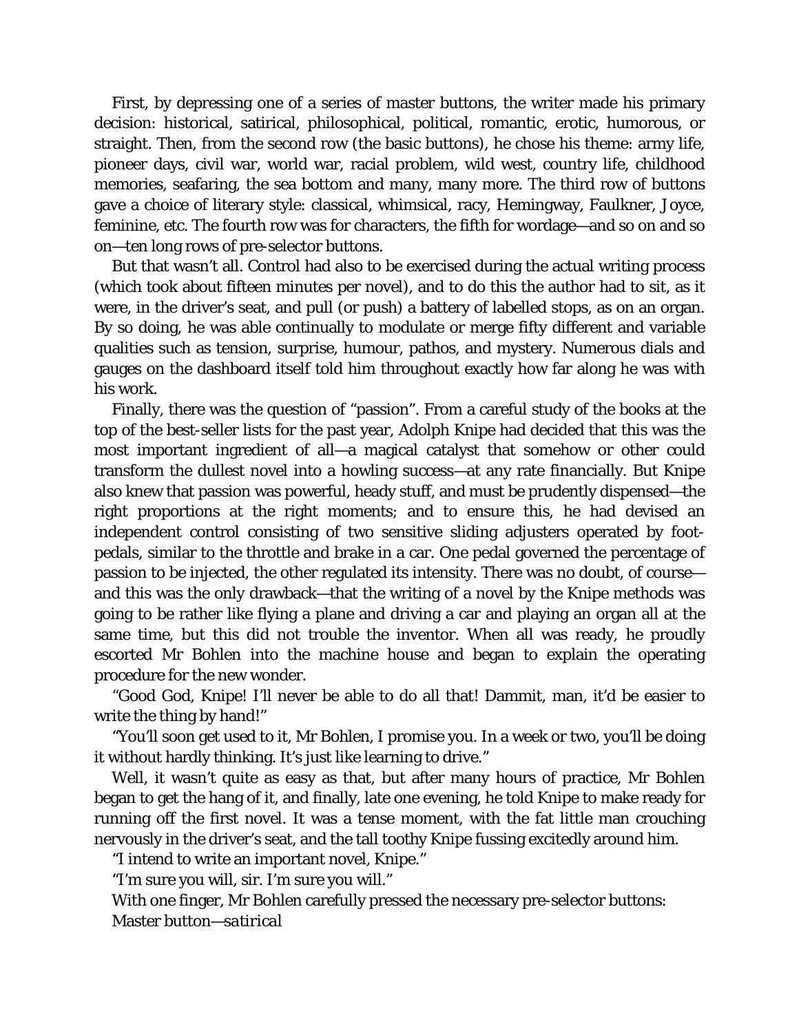First, by depressing one of a series of master buttons, the writer made his primary decision: historical, satirical, philosophical, political, romantic, erotic, humorous, or straight. Then, from the second row (the basic buttons), he chose his theme: army life, pioneer days, civil war, world war, racial problem, wild west, country life, childhood memories, seafaring, the sea bottom and many, many more. The third row of buttons gave a choice of literary style: classical, whimsical, racy, Hemingway, Faulkner, Joyce, feminine, etc. The fourth row was for characters, the fifth for wordage—and so on and so on—ten long rows of pre-selector buttons.

But that wasn't all. Control had also to be exercised during the actual writing process (which took about fifteen minutes per novel), and to do this the author had to sit, as it were, in the driver's seat, and pull (or push) a battery of labelled stops, as on an organ. By so doing, he was able continually to modulate or merge fifty different and variable qualities such as tension, surprise, humour, pathos, and mystery. Numerous dials and gauges on the dashboard itself told him throughout exactly how far along he was with his work.

Finally, there was the question of "passion". From a careful study of the books at the top of the best-seller lists for the past year, Adolph Knipe had decided that this was the most important ingredient of all—a magical catalyst that somehow or other could transform the dullest novel into a howling success—at any rate financially. But Knipe also knew that passion was powerful, heady stuff, and must be prudently dispensed—the right proportions at the right moments; and to ensure this, he had devised an independent control consisting of two sensitive sliding adjusters operated by foot-pedals, similar to the throttle and brake in a car. One pedal governed the percentage of passion to be injected, the other regulated its intensity. There was no doubt, of course—and this was the only drawback—that the writing of a novel by the Knipe methods was going to be rather like flying a plane and driving a car and playing an organ all at the same time, but this did not trouble the inventor. When all was ready, he proudly escorted Mr Bohlen into the machine house and began to explain the operating procedure for the new wonder.

"Good God, Knipe! I'll never be able to do all that! Dammit, man, it'd be easier to write the thing by hand!"

"You'll soon get used to it, Mr Bohlen, I promise you. In a week or two, you'll be doing it without hardly thinking. It's just like learning to drive."

Well, it wasn't quite as easy as that, but after many hours of practice, Mr Bohlen began to get the hang of it, and finally, late one evening, he told Knipe to make ready for running off the first novel. It was a tense moment, with the fat little man crouching nervously in the driver's seat, and the tall toothy Knipe fussing excitedly around him.

"I intend to write an important novel, Knipe."

"I'm sure you will, sir. I'm sure you will."

With one finger, Mr Bohlen carefully pressed the necessary pre-selector buttons:

Master button—*satirical*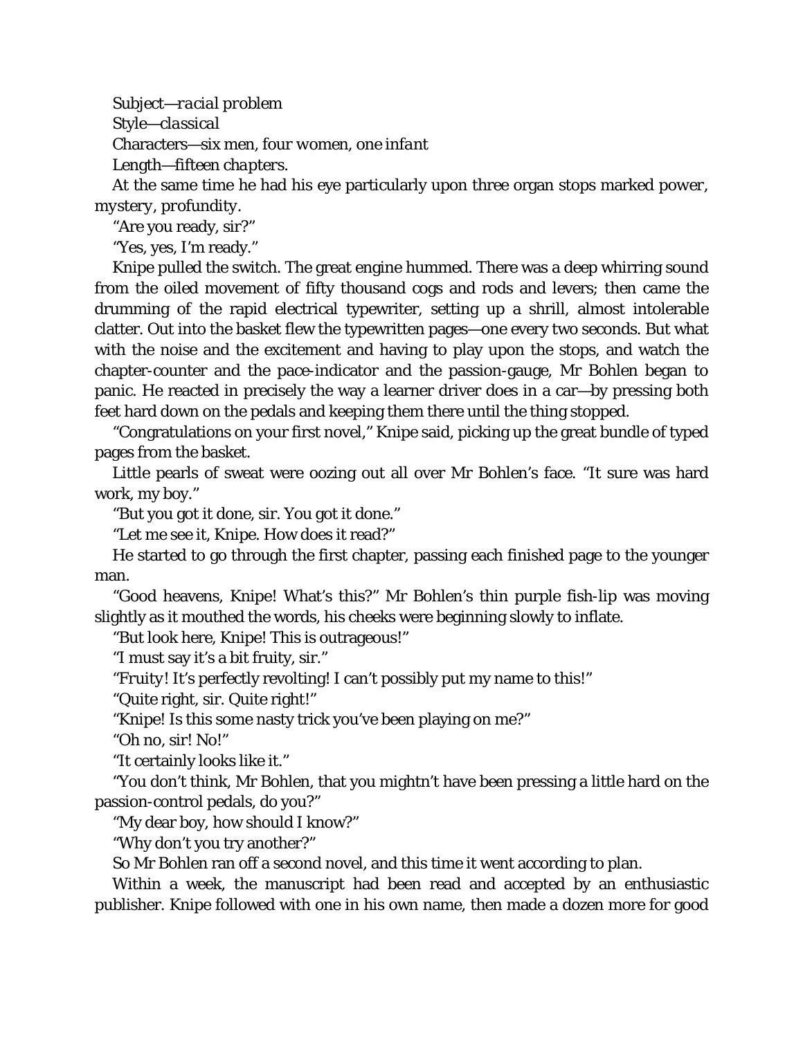Subject—*racial problem*

Style—*classical*

Characters—*six men, four women, one infant*

Length—*fifteen chapters*.

At the same time he had his eye particularly upon three organ stops marked *power, mystery, profundity*.

"Are you ready, sir?"

"Yes, yes, I'm ready."

Knipe pulled the switch. The great engine hummed. There was a deep whirring sound from the oiled movement of fifty thousand cogs and rods and levers; then came the drumming of the rapid electrical typewriter, setting up a shrill, almost intolerable clatter. Out into the basket flew the typewritten pages—one every two seconds. But what with the noise and the excitement and having to play upon the stops, and watch the chapter-counter and the pace-indicator and the passion-gauge, Mr Bohlen began to panic. He reacted in precisely the way a learner driver does in a car—by pressing both feet hard down on the pedals and keeping them there until the thing stopped.

"Congratulations on your first novel," Knipe said, picking up the great bundle of typed pages from the basket.

Little pearls of sweat were oozing out all over Mr Bohlen's face. "It sure was hard work, my boy."

"But you got it done, sir. You got it done."

"Let me see it, Knipe. How does it read?"

He started to go through the first chapter, passing each finished page to the younger man.

"Good heavens, Knipe! What's this?" Mr Bohlen's thin purple fish-lip was moving slightly as it mouthed the words, his cheeks were beginning slowly to inflate.

"But look here, Knipe! This is outrageous!"

"I must say it's a bit fruity, sir."

"Fruity! It's perfectly revolting! I can't possibly put my name to this!"

"Quite right, sir. Quite right!"

"Knipe! Is this some nasty trick you've been playing on me?"

"Oh no, sir! No!"

"It certainly looks like it."

"You don't think, Mr Bohlen, that you mightn't have been pressing a little hard on the passion-control pedals, do you?"

"My dear boy, how should I know?"

"Why don't you try another?"

So Mr Bohlen ran off a second novel, and this time it went according to plan.

Within a week, the manuscript had been read and accepted by an enthusiastic publisher. Knipe followed with one in his own name, then made a dozen more for good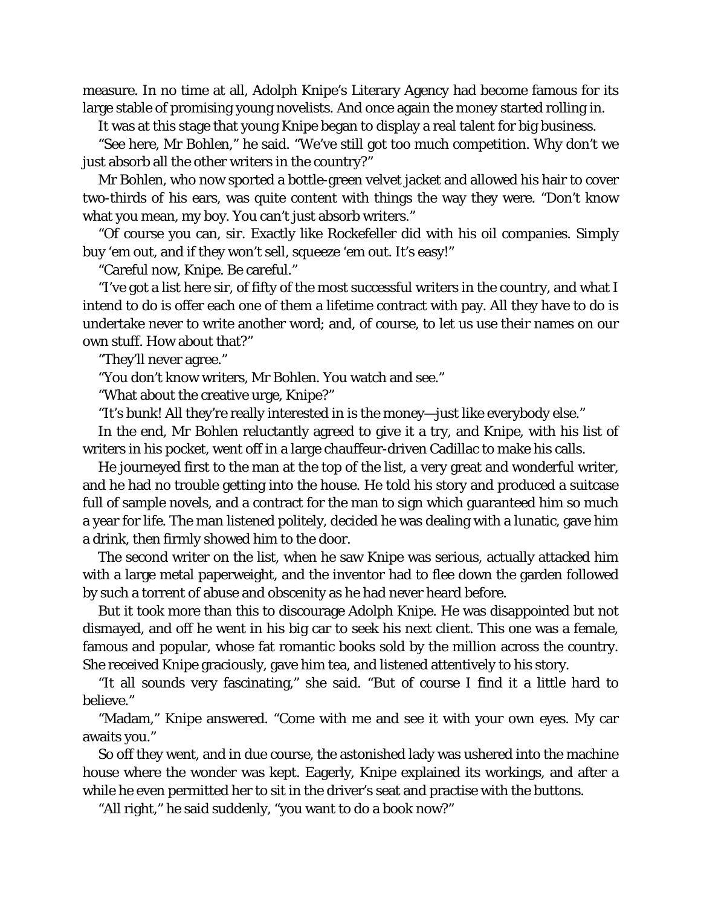measure. In no time at all, Adolph Knipe's Literary Agency had become famous for its large stable of promising young novelists. And once again the money started rolling in.

It was at this stage that young Knipe began to display a real talent for big business.

"See here, Mr Bohlen," he said. "We've still got too much competition. Why don't we just absorb all the other writers in the country?"

Mr Bohlen, who now sported a bottle-green velvet jacket and allowed his hair to cover two-thirds of his ears, was quite content with things the way they were. "Don't know what you mean, my boy. You can't just absorb writers."

"Of course you can, sir. Exactly like Rockefeller did with his oil companies. Simply buy 'em out, and if they won't sell, squeeze 'em out. It's easy!"

"Careful now, Knipe. Be careful."

"I've got a list here sir, of fifty of the most successful writers in the country, and what I intend to do is offer each one of them a lifetime contract with pay. All they have to do is undertake never to write another word; and, of course, to let us use their names on our own stuff. How about that?"

"They'll never agree."

"You don't know writers, Mr Bohlen. You watch and see."

"What about the creative urge, Knipe?"

"It's bunk! All they're really interested in is the money—just like everybody else."

In the end, Mr Bohlen reluctantly agreed to give it a try, and Knipe, with his list of writers in his pocket, went off in a large chauffeur-driven Cadillac to make his calls.

He journeyed first to the man at the top of the list, a very great and wonderful writer, and he had no trouble getting into the house. He told his story and produced a suitcase full of sample novels, and a contract for the man to sign which guaranteed him so much a year for life. The man listened politely, decided he was dealing with a lunatic, gave him a drink, then firmly showed him to the door.

The second writer on the list, when he saw Knipe was serious, actually attacked him with a large metal paperweight, and the inventor had to flee down the garden followed by such a torrent of abuse and obscenity as he had never heard before.

But it took more than this to discourage Adolph Knipe. He was disappointed but not dismayed, and off he went in his big car to seek his next client. This one was a female, famous and popular, whose fat romantic books sold by the million across the country. She received Knipe graciously, gave him tea, and listened attentively to his story.

"It all sounds very fascinating," she said. "But of course I find it a little hard to believe."

"Madam," Knipe answered. "Come with me and see it with your own eyes. My car awaits you."

So off they went, and in due course, the astonished lady was ushered into the machine house where the wonder was kept. Eagerly, Knipe explained its workings, and after a while he even permitted her to sit in the driver's seat and practise with the buttons.

"All right," he said suddenly, "you want to do a book now?"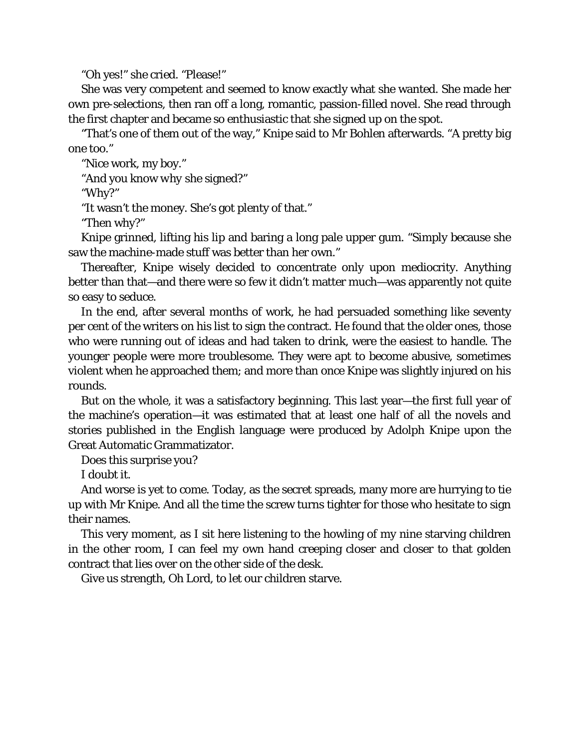"Oh yes!" she cried. "Please!"

She was very competent and seemed to know exactly what she wanted. She made her own pre-selections, then ran off a long, romantic, passion-filled novel. She read through the first chapter and became so enthusiastic that she signed up on the spot.

"That's one of them out of the way," Knipe said to Mr Bohlen afterwards. "A pretty big one too."

"Nice work, my boy."

"And you know why she signed?"

"Why?"

"It wasn't the money. She's got plenty of that."

"Then why?"

Knipe grinned, lifting his lip and baring a long pale upper gum. "Simply because she saw the machine-made stuff was better than her own."

Thereafter, Knipe wisely decided to concentrate only upon mediocrity. Anything better than that—and there were so few it didn't matter much—was apparently not quite so easy to seduce.

In the end, after several months of work, he had persuaded something like seventy per cent of the writers on his list to sign the contract. He found that the older ones, those who were running out of ideas and had taken to drink, were the easiest to handle. The younger people were more troublesome. They were apt to become abusive, sometimes violent when he approached them; and more than once Knipe was slightly injured on his rounds.

But on the whole, it was a satisfactory beginning. This last year—the first full year of the machine's operation—it was estimated that at least one half of all the novels and stories published in the English language were produced by Adolph Knipe upon the Great Automatic Grammatizator.

Does this surprise you?

I doubt it.

And worse is yet to come. Today, as the secret spreads, many more are hurrying to tie up with Mr Knipe. And all the time the screw turns tighter for those who hesitate to sign their names.

This very moment, as I sit here listening to the howling of my nine starving children in the other room, I can feel my own hand creeping closer and closer to that golden contract that lies over on the other side of the desk.

Give us strength, Oh Lord, to let our children starve.